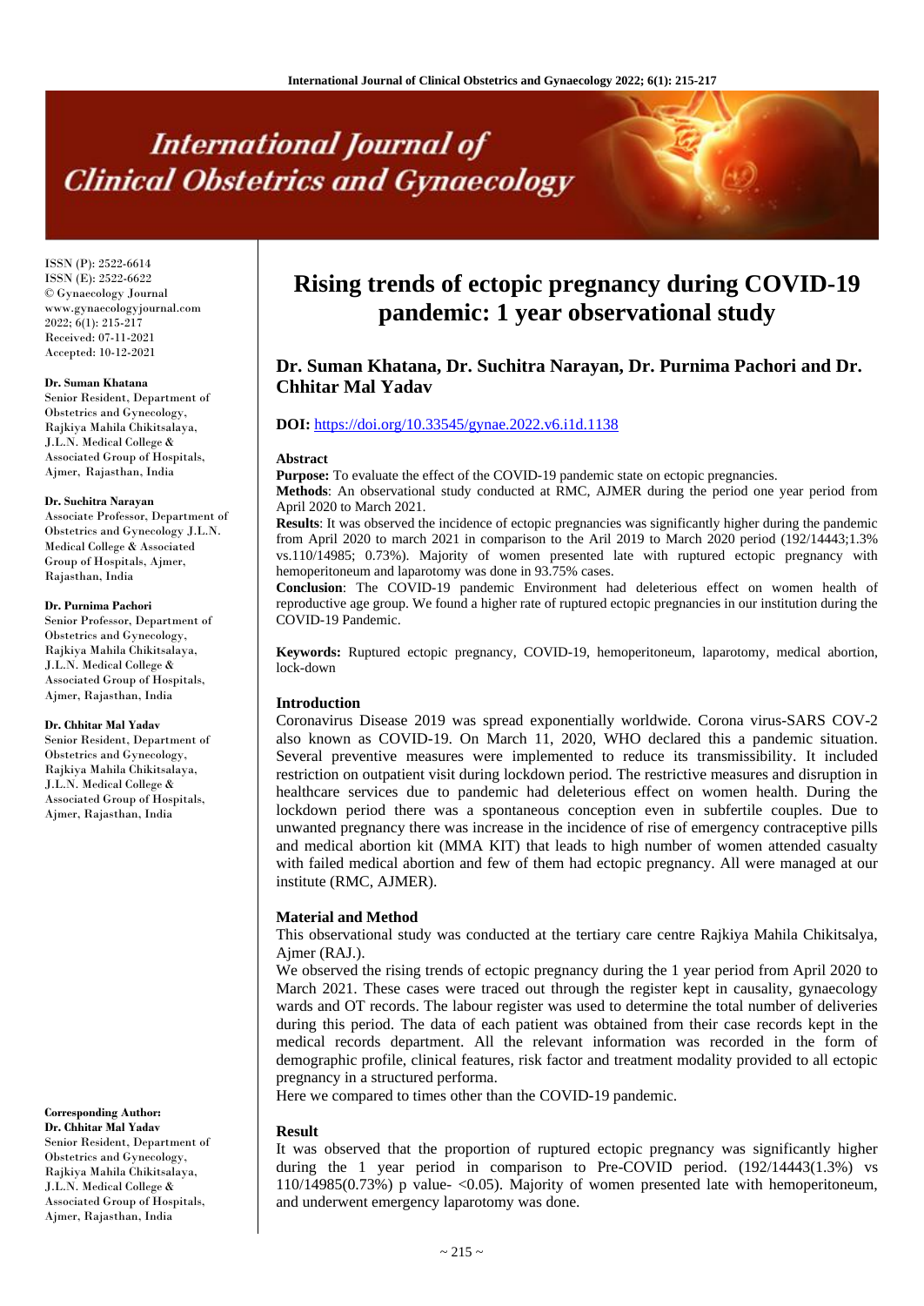# International Journal of Clinical Obstetrics and Gynaecology

ISSN (P): 2522-6614
ISSN (E): 2522-6622
© Gynaecology Journal
www.gynaecologyjournal.com
2022; 6(1): 215-217
Received: 07-11-2021
Accepted: 10-12-2021

**Dr. Suman Khatana**
Senior Resident, Department of Obstetrics and Gynecology, Rajkiya Mahila Chikitsalaya, J.L.N. Medical College & Associated Group of Hospitals, Ajmer, Rajasthan, India

**Dr. Suchitra Narayan**
Associate Professor, Department of Obstetrics and Gynecology J.L.N. Medical College & Associated Group of Hospitals, Ajmer, Rajasthan, India

**Dr. Purnima Pachori**
Senior Professor, Department of Obstetrics and Gynecology, Rajkiya Mahila Chikitsalaya, J.L.N. Medical College & Associated Group of Hospitals, Ajmer, Rajasthan, India

**Dr. Chhitar Mal Yadav**
Senior Resident, Department of Obstetrics and Gynecology, Rajkiya Mahila Chikitsalaya, J.L.N. Medical College & Associated Group of Hospitals, Ajmer, Rajasthan, India

**Corresponding Author:**
**Dr. Chhitar Mal Yadav**
Senior Resident, Department of Obstetrics and Gynecology, Rajkiya Mahila Chikitsalaya, J.L.N. Medical College & Associated Group of Hospitals, Ajmer, Rajasthan, India

# Rising trends of ectopic pregnancy during COVID-19 pandemic: 1 year observational study

## Dr. Suman Khatana, Dr. Suchitra Narayan, Dr. Purnima Pachori and Dr. Chhitar Mal Yadav

**DOI:** https://doi.org/10.33545/gynae.2022.v6.i1d.1138

### Abstract

**Purpose:** To evaluate the effect of the COVID-19 pandemic state on ectopic pregnancies.

**Methods**: An observational study conducted at RMC, AJMER during the period one year period from April 2020 to March 2021.

**Results**: It was observed the incidence of ectopic pregnancies was significantly higher during the pandemic from April 2020 to march 2021 in comparison to the Aril 2019 to March 2020 period (192/14443;1.3% vs.110/14985; 0.73%). Majority of women presented late with ruptured ectopic pregnancy with hemoperitoneum and laparotomy was done in 93.75% cases.

**Conclusion**: The COVID-19 pandemic Environment had deleterious effect on women health of reproductive age group. We found a higher rate of ruptured ectopic pregnancies in our institution during the COVID-19 Pandemic.

**Keywords:** Ruptured ectopic pregnancy, COVID-19, hemoperitoneum, laparotomy, medical abortion, lock-down

### Introduction

Coronavirus Disease 2019 was spread exponentially worldwide. Corona virus-SARS COV-2 also known as COVID-19. On March 11, 2020, WHO declared this a pandemic situation. Several preventive measures were implemented to reduce its transmissibility. It included restriction on outpatient visit during lockdown period. The restrictive measures and disruption in healthcare services due to pandemic had deleterious effect on women health. During the lockdown period there was a spontaneous conception even in subfertile couples. Due to unwanted pregnancy there was increase in the incidence of rise of emergency contraceptive pills and medical abortion kit (MMA KIT) that leads to high number of women attended casualty with failed medical abortion and few of them had ectopic pregnancy. All were managed at our institute (RMC, AJMER).

### Material and Method

This observational study was conducted at the tertiary care centre Rajkiya Mahila Chikitsalaya, Ajmer (RAJ.).

We observed the rising trends of ectopic pregnancy during the 1 year period from April 2020 to March 2021. These cases were traced out through the register kept in causality, gynaecology wards and OT records. The labour register was used to determine the total number of deliveries during this period. The data of each patient was obtained from their case records kept in the medical records department. All the relevant information was recorded in the form of demographic profile, clinical features, risk factor and treatment modality provided to all ectopic pregnancy in a structured performa.

Here we compared to times other than the COVID-19 pandemic.

### Result

It was observed that the proportion of ruptured ectopic pregnancy was significantly higher during the 1 year period in comparison to Pre-COVID period. (192/14443(1.3%) vs 110/14985(0.73%) p value- <0.05). Majority of women presented late with hemoperitoneum, and underwent emergency laparotomy was done.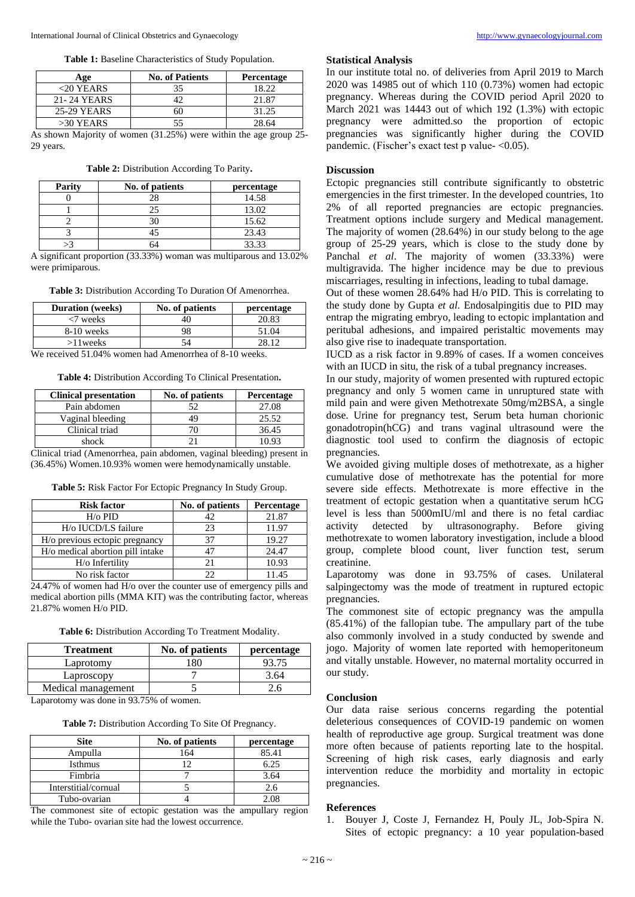**Table 1:** Baseline Characteristics of Study Population.

| Age | No. of Patients | Percentage |
|---|---|---|
| <20 YEARS | 35 | 18.22 |
| 21- 24 YEARS | 42 | 21.87 |
| 25-29 YEARS | 60 | 31.25 |
| >30 YEARS | 55 | 28.64 |

As shown Majority of women (31.25%) were within the age group 25-29 years.

**Table 2:** Distribution According To Parity**.**

| Parity | No. of patients | percentage |
|---|---|---|
| 0 | 28 | 14.58 |
| 1 | 25 | 13.02 |
| 2 | 30 | 15.62 |
| 3 | 45 | 23.43 |
| >3 | 64 | 33.33 |

A significant proportion (33.33%) woman was multiparous and 13.02% were primiparous.

**Table 3:** Distribution According To Duration Of Amenorrhea.

| Duration (weeks) | No. of patients | percentage |
|---|---|---|
| <7 weeks | 40 | 20.83 |
| 8-10 weeks | 98 | 51.04 |
| >11weeks | 54 | 28.12 |

We received 51.04% women had Amenorrhea of 8-10 weeks.

**Table 4:** Distribution According To Clinical Presentation**.**

| Clinical presentation | No. of patients | Percentage |
|---|---|---|
| Pain abdomen | 52 | 27.08 |
| Vaginal bleeding | 49 | 25.52 |
| Clinical triad | 70 | 36.45 |
| shock | 21 | 10.93 |

Clinical triad (Amenorrhea, pain abdomen, vaginal bleeding) present in (36.45%) Women.10.93% women were hemodynamically unstable.

**Table 5:** Risk Factor For Ectopic Pregnancy In Study Group.

| Risk factor | No. of patients | Percentage |
|---|---|---|
| H/o PID | 42 | 21.87 |
| H/o IUCD/LS failure | 23 | 11.97 |
| H/o previous ectopic pregnancy | 37 | 19.27 |
| H/o medical abortion pill intake | 47 | 24.47 |
| H/o Infertility | 21 | 10.93 |
| No risk factor | 22 | 11.45 |

24.47% of women had H/o over the counter use of emergency pills and medical abortion pills (MMA KIT) was the contributing factor, whereas 21.87% women H/o PID.

**Table 6:** Distribution According To Treatment Modality.

| Treatment | No. of patients | percentage |
|---|---|---|
| Laprotomy | 180 | 93.75 |
| Laproscopy | 7 | 3.64 |
| Medical management | 5 | 2.6 |

Laparotomy was done in 93.75% of women.

**Table 7:** Distribution According To Site Of Pregnancy.

| Site | No. of patients | percentage |
|---|---|---|
| Ampulla | 164 | 85.41 |
| Isthmus | 12 | 6.25 |
| Fimbria | 7 | 3.64 |
| Interstitial/cornual | 5 | 2.6 |
| Tubo-ovarian | 4 | 2.08 |

The commonest site of ectopic gestation was the ampullary region while the Tubo- ovarian site had the lowest occurrence.

## Statistical Analysis

In our institute total no. of deliveries from April 2019 to March 2020 was 14985 out of which 110 (0.73%) women had ectopic pregnancy. Whereas during the COVID period April 2020 to March 2021 was 14443 out of which 192 (1.3%) with ectopic pregnancy were admitted.so the proportion of ectopic pregnancies was significantly higher during the COVID pandemic. (Fischer's exact test p value- <0.05).

## Discussion

Ectopic pregnancies still contribute significantly to obstetric emergencies in the first trimester. In the developed countries, 1to 2% of all reported pregnancies are ectopic pregnancies. Treatment options include surgery and Medical management. The majority of women (28.64%) in our study belong to the age group of 25-29 years, which is close to the study done by Panchal *et al*. The majority of women (33.33%) were multigravida. The higher incidence may be due to previous miscarriages, resulting in infections, leading to tubal damage.

Out of these women 28.64% had H/o PID. This is correlating to the study done by Gupta *et al*. Endosalpingitis due to PID may entrap the migrating embryo, leading to ectopic implantation and peritubal adhesions, and impaired peristaltic movements may also give rise to inadequate transportation.

IUCD as a risk factor in 9.89% of cases. If a women conceives with an IUCD in situ, the risk of a tubal pregnancy increases.

In our study, majority of women presented with ruptured ectopic pregnancy and only 5 women came in unruptured state with mild pain and were given Methotrexate 50mg/m2BSA, a single dose. Urine for pregnancy test, Serum beta human chorionic gonadotropin(hCG) and trans vaginal ultrasound were the diagnostic tool used to confirm the diagnosis of ectopic pregnancies.

We avoided giving multiple doses of methotrexate, as a higher cumulative dose of methotrexate has the potential for more severe side effects. Methotrexate is more effective in the treatment of ectopic gestation when a quantitative serum hCG level is less than 5000mIU/ml and there is no fetal cardiac activity detected by ultrasonography. Before giving methotrexate to women laboratory investigation, include a blood group, complete blood count, liver function test, serum creatinine.

Laparotomy was done in 93.75% of cases. Unilateral salpingectomy was the mode of treatment in ruptured ectopic pregnancies.

The commonest site of ectopic pregnancy was the ampulla (85.41%) of the fallopian tube. The ampullary part of the tube also commonly involved in a study conducted by swende and jogo. Majority of women late reported with hemoperitoneum and vitally unstable. However, no maternal mortality occurred in our study.

## Conclusion

Our data raise serious concerns regarding the potential deleterious consequences of COVID-19 pandemic on women health of reproductive age group. Surgical treatment was done more often because of patients reporting late to the hospital. Screening of high risk cases, early diagnosis and early intervention reduce the morbidity and mortality in ectopic pregnancies.

## References

1. Bouyer J, Coste J, Fernandez H, Pouly JL, Job-Spira N. Sites of ectopic pregnancy: a 10 year population-based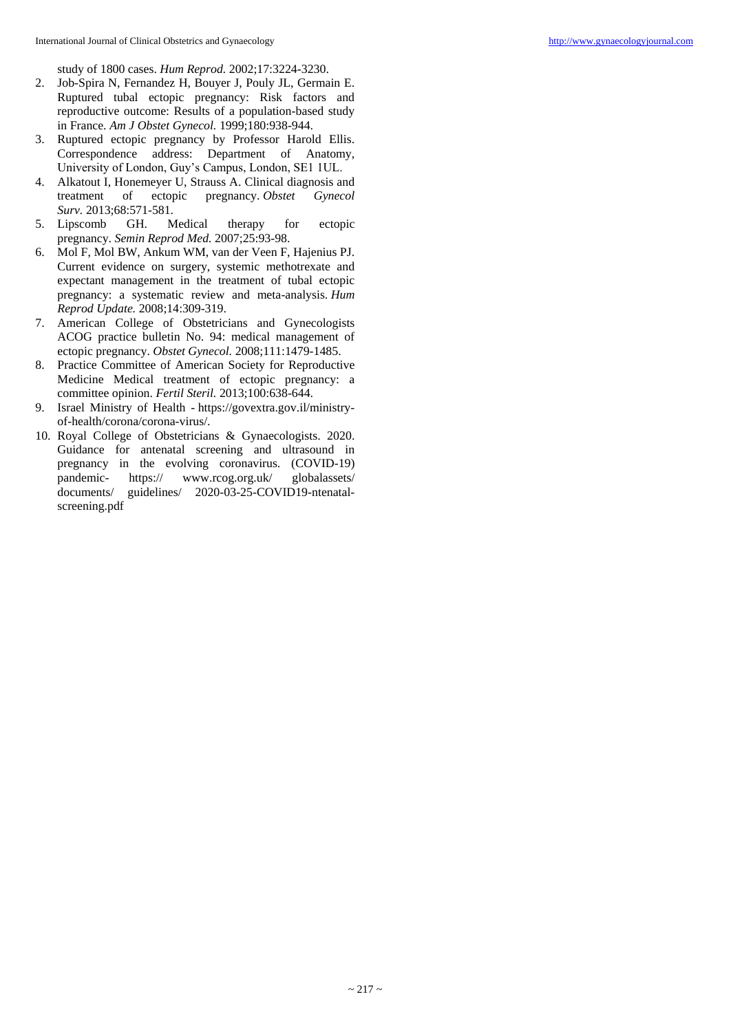study of 1800 cases. *Hum Reprod.* 2002;17:3224-3230.

2. Job-Spira N, Fernandez H, Bouyer J, Pouly JL, Germain E. Ruptured tubal ectopic pregnancy: Risk factors and reproductive outcome: Results of a population-based study in France. *Am J Obstet Gynecol.* 1999;180:938-944.
3. Ruptured ectopic pregnancy by Professor Harold Ellis. Correspondence address: Department of Anatomy, University of London, Guy's Campus, London, SE1 1UL.
4. Alkatout I, Honemeyer U, Strauss A. Clinical diagnosis and treatment of ectopic pregnancy. *Obstet Gynecol Surv.* 2013;68:571-581.
5. Lipscomb GH. Medical therapy for ectopic pregnancy. *Semin Reprod Med.* 2007;25:93-98.
6. Mol F, Mol BW, Ankum WM, van der Veen F, Hajenius PJ. Current evidence on surgery, systemic methotrexate and expectant management in the treatment of tubal ectopic pregnancy: a systematic review and meta-analysis. *Hum Reprod Update.* 2008;14:309-319.
7. American College of Obstetricians and Gynecologists ACOG practice bulletin No. 94: medical management of ectopic pregnancy. *Obstet Gynecol.* 2008;111:1479-1485.
8. Practice Committee of American Society for Reproductive Medicine Medical treatment of ectopic pregnancy: a committee opinion. *Fertil Steril.* 2013;100:638-644.
9. Israel Ministry of Health - https://govextra.gov.il/ministry-of-health/corona/corona-virus/.
10. Royal College of Obstetricians & Gynaecologists. 2020. Guidance for antenatal screening and ultrasound in pregnancy in the evolving coronavirus. (COVID-19) pandemic- https:// www.rcog.org.uk/ globalassets/ documents/ guidelines/ 2020-03-25-COVID19-ntenatal-screening.pdf